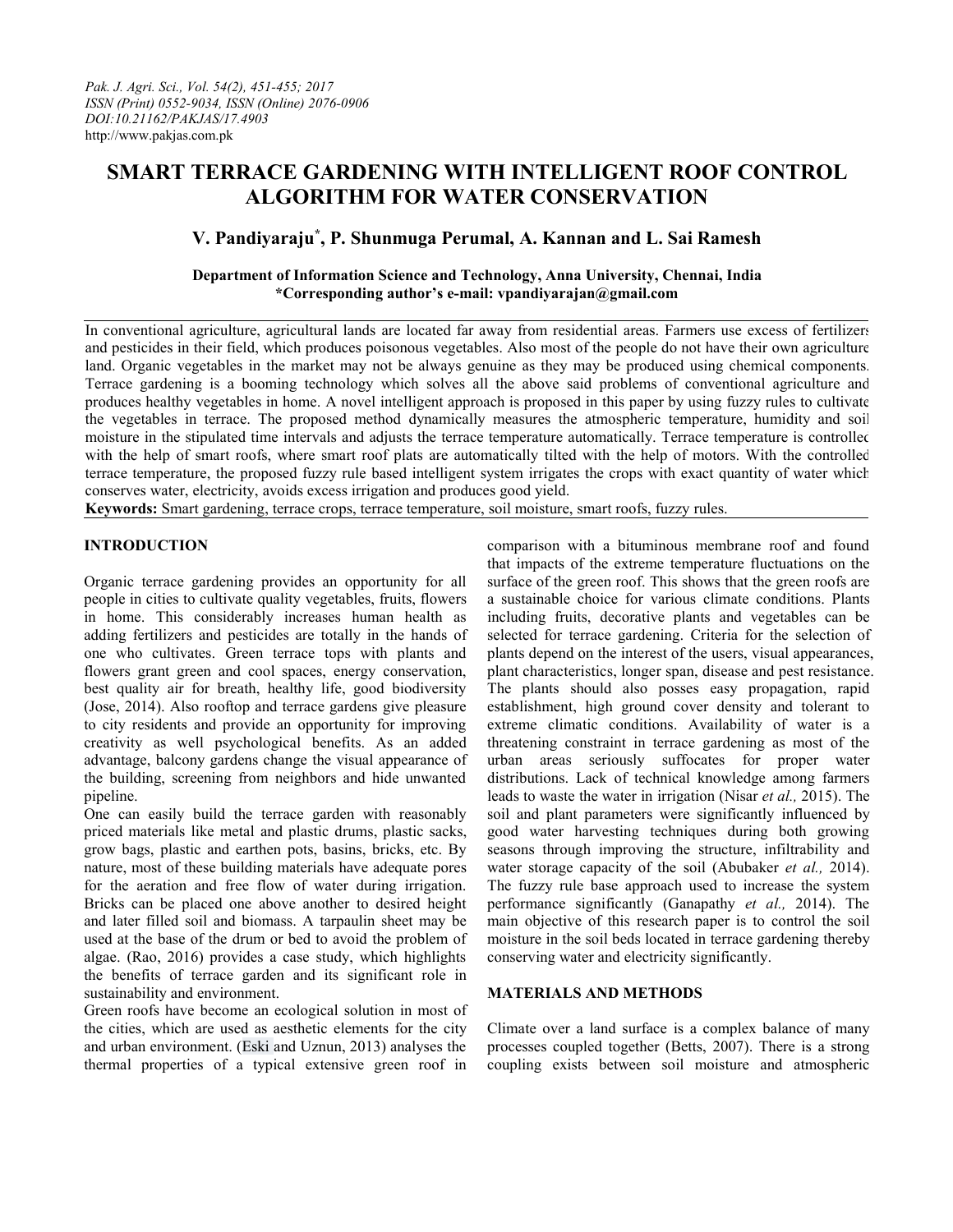# SMART TERRACE GARDENING WITH INTELLIGENT ROOF CONTROL ALGORITHM FOR WATER CONSERVATION

## V. Pandiyaraju*, P. Shunmuga Perumal, A. Kannan and L. Sai Ramesh

**Department of Information Science and Technology, Anna University, Chennai, India**
**\*Corresponding author's e-mail: vpandiyarajan@gmail.com**

In conventional agriculture, agricultural lands are located far away from residential areas. Farmers use excess of fertilizers and pesticides in their field, which produces poisonous vegetables. Also most of the people do not have their own agriculture land. Organic vegetables in the market may not be always genuine as they may be produced using chemical components. Terrace gardening is a booming technology which solves all the above said problems of conventional agriculture and produces healthy vegetables in home. A novel intelligent approach is proposed in this paper by using fuzzy rules to cultivate the vegetables in terrace. The proposed method dynamically measures the atmospheric temperature, humidity and soil moisture in the stipulated time intervals and adjusts the terrace temperature automatically. Terrace temperature is controlled with the help of smart roofs, where smart roof plats are automatically tilted with the help of motors. With the controlled terrace temperature, the proposed fuzzy rule based intelligent system irrigates the crops with exact quantity of water which conserves water, electricity, avoids excess irrigation and produces good yield.

**Keywords:** Smart gardening, terrace crops, terrace temperature, soil moisture, smart roofs, fuzzy rules.

## INTRODUCTION

Organic terrace gardening provides an opportunity for all people in cities to cultivate quality vegetables, fruits, flowers in home. This considerably increases human health as adding fertilizers and pesticides are totally in the hands of one who cultivates. Green terrace tops with plants and flowers grant green and cool spaces, energy conservation, best quality air for breath, healthy life, good biodiversity (Jose, 2014). Also rooftop and terrace gardens give pleasure to city residents and provide an opportunity for improving creativity as well psychological benefits. As an added advantage, balcony gardens change the visual appearance of the building, screening from neighbors and hide unwanted pipeline.

One can easily build the terrace garden with reasonably priced materials like metal and plastic drums, plastic sacks, grow bags, plastic and earthen pots, basins, bricks, etc. By nature, most of these building materials have adequate pores for the aeration and free flow of water during irrigation. Bricks can be placed one above another to desired height and later filled soil and biomass. A tarpaulin sheet may be used at the base of the drum or bed to avoid the problem of algae. (Rao, 2016) provides a case study, which highlights the benefits of terrace garden and its significant role in sustainability and environment.

Green roofs have become an ecological solution in most of the cities, which are used as aesthetic elements for the city and urban environment. (Eski and Uznun, 2013) analyses the thermal properties of a typical extensive green roof in comparison with a bituminous membrane roof and found that impacts of the extreme temperature fluctuations on the surface of the green roof. This shows that the green roofs are a sustainable choice for various climate conditions. Plants including fruits, decorative plants and vegetables can be selected for terrace gardening. Criteria for the selection of plants depend on the interest of the users, visual appearances, plant characteristics, longer span, disease and pest resistance. The plants should also posses easy propagation, rapid establishment, high ground cover density and tolerant to extreme climatic conditions. Availability of water is a threatening constraint in terrace gardening as most of the urban areas seriously suffocates for proper water distributions. Lack of technical knowledge among farmers leads to waste the water in irrigation (Nisar *et al.,* 2015). The soil and plant parameters were significantly influenced by good water harvesting techniques during both growing seasons through improving the structure, infiltrability and water storage capacity of the soil (Abubaker *et al.,* 2014). The fuzzy rule base approach used to increase the system performance significantly (Ganapathy *et al.,* 2014). The main objective of this research paper is to control the soil moisture in the soil beds located in terrace gardening thereby conserving water and electricity significantly.

## MATERIALS AND METHODS

Climate over a land surface is a complex balance of many processes coupled together (Betts, 2007). There is a strong coupling exists between soil moisture and atmospheric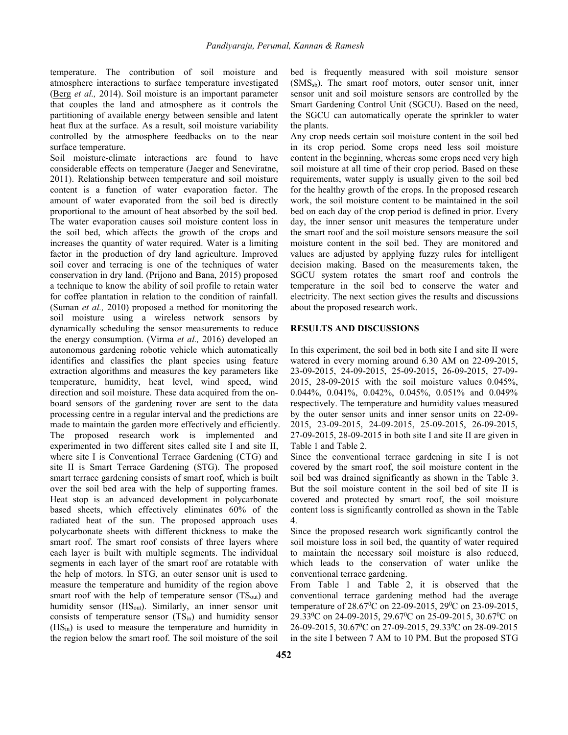temperature. The contribution of soil moisture and atmosphere interactions to surface temperature investigated (Berg *et al.,* 2014). Soil moisture is an important parameter that couples the land and atmosphere as it controls the partitioning of available energy between sensible and latent heat flux at the surface. As a result, soil moisture variability controlled by the atmosphere feedbacks on to the near surface temperature.

Soil moisture-climate interactions are found to have considerable effects on temperature (Jaeger and Seneviratne, 2011). Relationship between temperature and soil moisture content is a function of water evaporation factor. The amount of water evaporated from the soil bed is directly proportional to the amount of heat absorbed by the soil bed. The water evaporation causes soil moisture content loss in the soil bed, which affects the growth of the crops and increases the quantity of water required. Water is a limiting factor in the production of dry land agriculture. Improved soil cover and terracing is one of the techniques of water conservation in dry land. (Prijono and Bana, 2015) proposed a technique to know the ability of soil profile to retain water for coffee plantation in relation to the condition of rainfall. (Suman *et al.,* 2010) proposed a method for monitoring the soil moisture using a wireless network sensors by dynamically scheduling the sensor measurements to reduce the energy consumption. (Virma *et al.,* 2016) developed an autonomous gardening robotic vehicle which automatically identifies and classifies the plant species using feature extraction algorithms and measures the key parameters like temperature, humidity, heat level, wind speed, wind direction and soil moisture. These data acquired from the on-board sensors of the gardening rover are sent to the data processing centre in a regular interval and the predictions are made to maintain the garden more effectively and efficiently. The proposed research work is implemented and experimented in two different sites called site I and site II, where site I is Conventional Terrace Gardening (CTG) and site II is Smart Terrace Gardening (STG). The proposed smart terrace gardening consists of smart roof, which is built over the soil bed area with the help of supporting frames. Heat stop is an advanced development in polycarbonate based sheets, which effectively eliminates 60% of the radiated heat of the sun. The proposed approach uses polycarbonate sheets with different thickness to make the smart roof. The smart roof consists of three layers where each layer is built with multiple segments. The individual segments in each layer of the smart roof are rotatable with the help of motors. In STG, an outer sensor unit is used to measure the temperature and humidity of the region above smart roof with the help of temperature sensor ($TS_{out}$) and humidity sensor ($HS_{out}$). Similarly, an inner sensor unit consists of temperature sensor ($TS_{in}$) and humidity sensor ($HS_{in}$) is used to measure the temperature and humidity in the region below the smart roof. The soil moisture of the soil bed is frequently measured with soil moisture sensor ($SMS_{sb}$). The smart roof motors, outer sensor unit, inner sensor unit and soil moisture sensors are controlled by the Smart Gardening Control Unit (SGCU). Based on the need, the SGCU can automatically operate the sprinkler to water the plants.

Any crop needs certain soil moisture content in the soil bed in its crop period. Some crops need less soil moisture content in the beginning, whereas some crops need very high soil moisture at all time of their crop period. Based on these requirements, water supply is usually given to the soil bed for the healthy growth of the crops. In the proposed research work, the soil moisture content to be maintained in the soil bed on each day of the crop period is defined in prior. Every day, the inner sensor unit measures the temperature under the smart roof and the soil moisture sensors measure the soil moisture content in the soil bed. They are monitored and values are adjusted by applying fuzzy rules for intelligent decision making. Based on the measurements taken, the SGCU system rotates the smart roof and controls the temperature in the soil bed to conserve the water and electricity. The next section gives the results and discussions about the proposed research work.

## RESULTS AND DISCUSSIONS

In this experiment, the soil bed in both site I and site II were watered in every morning around 6.30 AM on 22-09-2015, 23-09-2015, 24-09-2015, 25-09-2015, 26-09-2015, 27-09-2015, 28-09-2015 with the soil moisture values 0.045%, 0.044%, 0.041%, 0.042%, 0.045%, 0.051% and 0.049% respectively. The temperature and humidity values measured by the outer sensor units and inner sensor units on 22-09-2015, 23-09-2015, 24-09-2015, 25-09-2015, 26-09-2015, 27-09-2015, 28-09-2015 in both site I and site II are given in Table 1 and Table 2.

Since the conventional terrace gardening in site I is not covered by the smart roof, the soil moisture content in the soil bed was drained significantly as shown in the Table 3. But the soil moisture content in the soil bed of site II is covered and protected by smart roof, the soil moisture content loss is significantly controlled as shown in the Table 4.

Since the proposed research work significantly control the soil moisture loss in soil bed, the quantity of water required to maintain the necessary soil moisture is also reduced, which leads to the conservation of water unlike the conventional terrace gardening.

From Table 1 and Table 2, it is observed that the conventional terrace gardening method had the average temperature of 28.67$^0$C on 22-09-2015, 29$^0$C on 23-09-2015, 29.33$^0$C on 24-09-2015, 29.67$^0$C on 25-09-2015, 30.67$^0$C on 26-09-2015, 30.67$^0$C on 27-09-2015, 29.33$^0$C on 28-09-2015 in the site I between 7 AM to 10 PM. But the proposed STG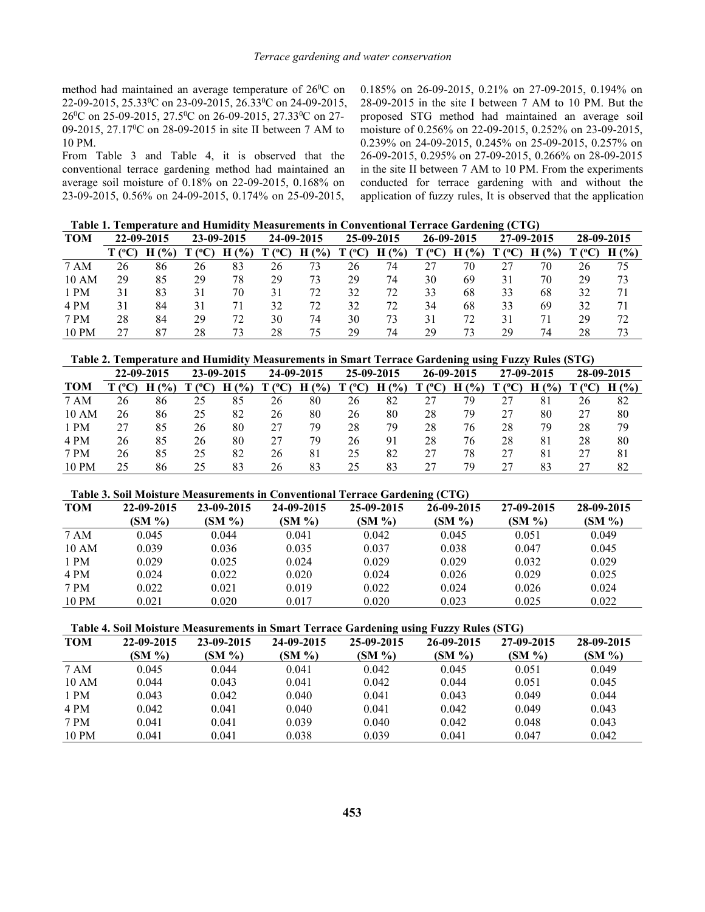method had maintained an average temperature of 26$^0$C on 22-09-2015, 25.33$^0$C on 23-09-2015, 26.33$^0$C on 24-09-2015, 26$^0$C on 25-09-2015, 27.5$^0$C on 26-09-2015, 27.33$^0$C on 27-09-2015, 27.17$^0$C on 28-09-2015 in site II between 7 AM to 10 PM.

From Table 3 and Table 4, it is observed that the conventional terrace gardening method had maintained an average soil moisture of 0.18% on 22-09-2015, 0.168% on 23-09-2015, 0.56% on 24-09-2015, 0.174% on 25-09-2015, 0.185% on 26-09-2015, 0.21% on 27-09-2015, 0.194% on 28-09-2015 in the site I between 7 AM to 10 PM. But the proposed STG method had maintained an average soil moisture of 0.256% on 22-09-2015, 0.252% on 23-09-2015, 0.239% on 24-09-2015, 0.245% on 25-09-2015, 0.257% on 26-09-2015, 0.295% on 27-09-2015, 0.266% on 28-09-2015 in the site II between 7 AM to 10 PM. From the experiments conducted for terrace gardening with and without the application of fuzzy rules, It is observed that the application

**Table 1. Temperature and Humidity Measurements in Conventional Terrace Gardening (CTG)**

| TOM | 22-09-2015 | | 23-09-2015 | | 24-09-2015 | | 25-09-2015 | | 26-09-2015 | | 27-09-2015 | | 28-09-2015 | |
|---|---|---|---|---|---|---|---|---|---|---|---|---|---|---|
| | T (ºC) | H (%) | T (ºC) | H (%) | T (ºC) | H (%) | T (ºC) | H (%) | T (ºC) | H (%) | T (ºC) | H (%) | T (ºC) | H (%) |
| 7 AM | 26 | 86 | 26 | 83 | 26 | 73 | 26 | 74 | 27 | 70 | 27 | 70 | 26 | 75 |
| 10 AM | 29 | 85 | 29 | 78 | 29 | 73 | 29 | 74 | 30 | 69 | 31 | 70 | 29 | 73 |
| 1 PM | 31 | 83 | 31 | 70 | 31 | 72 | 32 | 72 | 33 | 68 | 33 | 68 | 32 | 71 |
| 4 PM | 31 | 84 | 31 | 71 | 32 | 72 | 32 | 72 | 34 | 68 | 33 | 69 | 32 | 71 |
| 7 PM | 28 | 84 | 29 | 72 | 30 | 74 | 30 | 73 | 31 | 72 | 31 | 71 | 29 | 72 |
| 10 PM | 27 | 87 | 28 | 73 | 28 | 75 | 29 | 74 | 29 | 73 | 29 | 74 | 28 | 73 |

**Table 2. Temperature and Humidity Measurements in Smart Terrace Gardening using Fuzzy Rules (STG)**

| TOM | 22-09-2015 | | 23-09-2015 | | 24-09-2015 | | 25-09-2015 | | 26-09-2015 | | 27-09-2015 | | 28-09-2015 | |
|---|---|---|---|---|---|---|---|---|---|---|---|---|---|---|
| | T (ºC) | H (%) | T (ºC) | H (%) | T (ºC) | H (%) | T (ºC) | H (%) | T (ºC) | H (%) | T (ºC) | H (%) | T (ºC) | H (%) |
| 7 AM | 26 | 86 | 25 | 85 | 26 | 80 | 26 | 82 | 27 | 79 | 27 | 81 | 26 | 82 |
| 10 AM | 26 | 86 | 25 | 82 | 26 | 80 | 26 | 80 | 28 | 79 | 27 | 80 | 27 | 80 |
| 1 PM | 27 | 85 | 26 | 80 | 27 | 79 | 28 | 79 | 28 | 76 | 28 | 79 | 28 | 79 |
| 4 PM | 26 | 85 | 26 | 80 | 27 | 79 | 26 | 91 | 28 | 76 | 28 | 81 | 28 | 80 |
| 7 PM | 26 | 85 | 25 | 82 | 26 | 81 | 25 | 82 | 27 | 78 | 27 | 81 | 27 | 81 |
| 10 PM | 25 | 86 | 25 | 83 | 26 | 83 | 25 | 83 | 27 | 79 | 27 | 83 | 27 | 82 |

**Table 3. Soil Moisture Measurements in Conventional Terrace Gardening (CTG)**

| TOM | 22-09-2015 (SM %) | 23-09-2015 (SM %) | 24-09-2015 (SM %) | 25-09-2015 (SM %) | 26-09-2015 (SM %) | 27-09-2015 (SM %) | 28-09-2015 (SM %) |
|---|---|---|---|---|---|---|---|
| 7 AM | 0.045 | 0.044 | 0.041 | 0.042 | 0.045 | 0.051 | 0.049 |
| 10 AM | 0.039 | 0.036 | 0.035 | 0.037 | 0.038 | 0.047 | 0.045 |
| 1 PM | 0.029 | 0.025 | 0.024 | 0.029 | 0.029 | 0.032 | 0.029 |
| 4 PM | 0.024 | 0.022 | 0.020 | 0.024 | 0.026 | 0.029 | 0.025 |
| 7 PM | 0.022 | 0.021 | 0.019 | 0.022 | 0.024 | 0.026 | 0.024 |
| 10 PM | 0.021 | 0.020 | 0.017 | 0.020 | 0.023 | 0.025 | 0.022 |

**Table 4. Soil Moisture Measurements in Smart Terrace Gardening using Fuzzy Rules (STG)**

| TOM | 22-09-2015 (SM %) | 23-09-2015 (SM %) | 24-09-2015 (SM %) | 25-09-2015 (SM %) | 26-09-2015 (SM %) | 27-09-2015 (SM %) | 28-09-2015 (SM %) |
|---|---|---|---|---|---|---|---|
| 7 AM | 0.045 | 0.044 | 0.041 | 0.042 | 0.045 | 0.051 | 0.049 |
| 10 AM | 0.044 | 0.043 | 0.041 | 0.042 | 0.044 | 0.051 | 0.045 |
| 1 PM | 0.043 | 0.042 | 0.040 | 0.041 | 0.043 | 0.049 | 0.044 |
| 4 PM | 0.042 | 0.041 | 0.040 | 0.041 | 0.042 | 0.049 | 0.043 |
| 7 PM | 0.041 | 0.041 | 0.039 | 0.040 | 0.042 | 0.048 | 0.043 |
| 10 PM | 0.041 | 0.041 | 0.038 | 0.039 | 0.041 | 0.047 | 0.042 |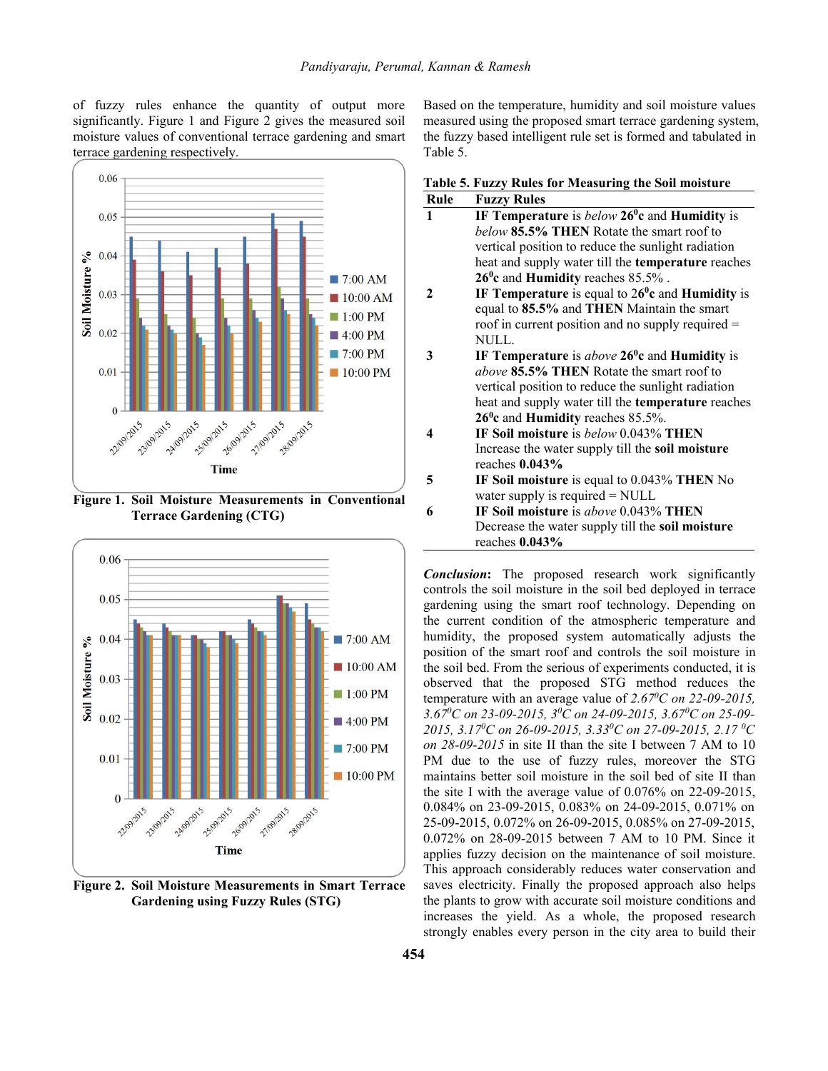of fuzzy rules enhance the quantity of output more significantly. Figure 1 and Figure 2 gives the measured soil moisture values of conventional terrace gardening and smart terrace gardening respectively.

**Figure 1. Soil Moisture Measurements in Conventional Terrace Gardening (CTG)**

**Figure 2. Soil Moisture Measurements in Smart Terrace Gardening using Fuzzy Rules (STG)**

Based on the temperature, humidity and soil moisture values measured using the proposed smart terrace gardening system, the fuzzy based intelligent rule set is formed and tabulated in Table 5.

**Table 5. Fuzzy Rules for Measuring the Soil moisture**

| Rule | Fuzzy Rules |
|---|---|
| 1 | **IF Temperature** is *below* **26$^0$c** and **Humidity** is *below* **85.5% THEN** Rotate the smart roof to vertical position to reduce the sunlight radiation heat and supply water till the **temperature** reaches **26$^0$c** and **Humidity** reaches 85.5% . |
| 2 | **IF Temperature** is equal to **26$^0$c** and **Humidity** is equal to **85.5%** and **THEN** Maintain the smart roof in current position and no supply required = NULL. |
| 3 | **IF Temperature** is *above* **26$^0$c** and **Humidity** is *above* **85.5% THEN** Rotate the smart roof to vertical position to reduce the sunlight radiation heat and supply water till the **temperature** reaches **26$^0$c** and **Humidity** reaches 85.5%. |
| 4 | **IF Soil moisture** is *below* 0.043% **THEN** Increase the water supply till the **soil moisture** reaches **0.043%** |
| 5 | **IF Soil moisture** is equal to 0.043% **THEN** No water supply is required = NULL |
| 6 | **IF Soil moisture** is *above* 0.043% **THEN** Decrease the water supply till the **soil moisture** reaches **0.043%** |

***Conclusion*:** The proposed research work significantly controls the soil moisture in the soil bed deployed in terrace gardening using the smart roof technology. Depending on the current condition of the atmospheric temperature and humidity, the proposed system automatically adjusts the position of the smart roof and controls the soil moisture in the soil bed. From the serious of experiments conducted, it is observed that the proposed STG method reduces the temperature with an average value of *2.67$^0$C on 22-09-2015, 3.67$^0$C on 23-09-2015, 3$^0$C on 24-09-2015, 3.67$^0$C on 25-09-2015, 3.17$^0$C on 26-09-2015, 3.33$^0$C on 27-09-2015, 2.17 $^0$C on 28-09-2015* in site II than the site I between 7 AM to 10 PM due to the use of fuzzy rules, moreover the STG maintains better soil moisture in the soil bed of site II than the site I with the average value of 0.076% on 22-09-2015, 0.084% on 23-09-2015, 0.083% on 24-09-2015, 0.071% on 25-09-2015, 0.072% on 26-09-2015, 0.085% on 27-09-2015, 0.072% on 28-09-2015 between 7 AM to 10 PM. Since it applies fuzzy decision on the maintenance of soil moisture. This approach considerably reduces water conservation and saves electricity. Finally the proposed approach also helps the plants to grow with accurate soil moisture conditions and increases the yield. As a whole, the proposed research strongly enables every person in the city area to build their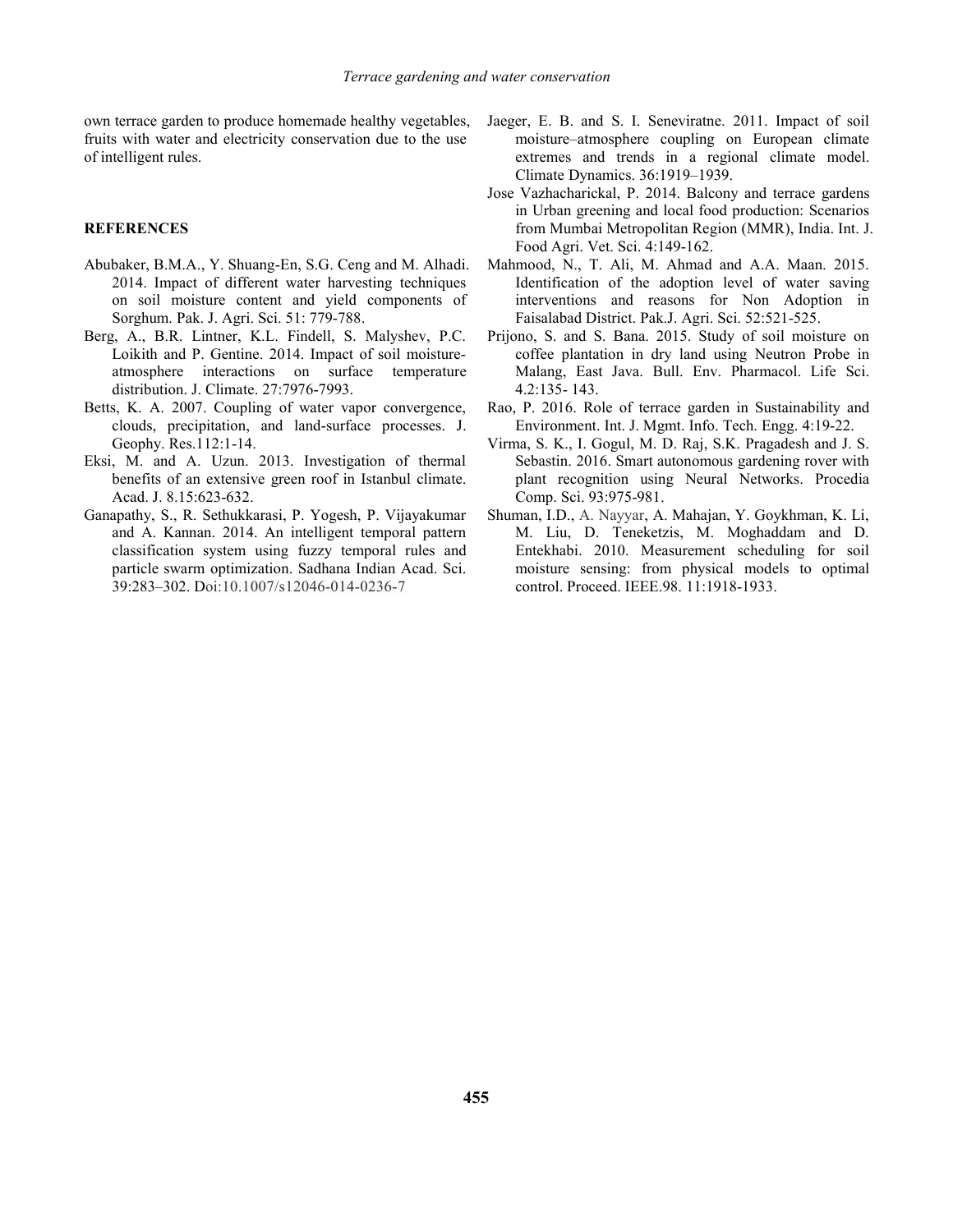own terrace garden to produce homemade healthy vegetables, fruits with water and electricity conservation due to the use of intelligent rules.

## REFERENCES

Abubaker, B.M.A., Y. Shuang-En, S.G. Ceng and M. Alhadi. 2014. Impact of different water harvesting techniques on soil moisture content and yield components of Sorghum. Pak. J. Agri. Sci. 51: 779-788.

Berg, A., B.R. Lintner, K.L. Findell, S. Malyshev, P.C. Loikith and P. Gentine. 2014. Impact of soil moisture-atmosphere interactions on surface temperature distribution. J. Climate. 27:7976-7993.

Betts, K. A. 2007. Coupling of water vapor convergence, clouds, precipitation, and land-surface processes. J. Geophy. Res.112:1-14.

Eksi, M. and A. Uzun. 2013. Investigation of thermal benefits of an extensive green roof in Istanbul climate. Acad. J. 8.15:623-632.

Ganapathy, S., R. Sethukkarasi, P. Yogesh, P. Vijayakumar and A. Kannan. 2014. An intelligent temporal pattern classification system using fuzzy temporal rules and particle swarm optimization. Sadhana Indian Acad. Sci. 39:283–302. Doi:10.1007/s12046-014-0236-7

Jaeger, E. B. and S. I. Seneviratne. 2011. Impact of soil moisture–atmosphere coupling on European climate extremes and trends in a regional climate model. Climate Dynamics. 36:1919–1939.

Jose Vazhacharickal, P. 2014. Balcony and terrace gardens in Urban greening and local food production: Scenarios from Mumbai Metropolitan Region (MMR), India. Int. J. Food Agri. Vet. Sci. 4:149-162.

Mahmood, N., T. Ali, M. Ahmad and A.A. Maan. 2015. Identification of the adoption level of water saving interventions and reasons for Non Adoption in Faisalabad District. Pak.J. Agri. Sci. 52:521-525.

Prijono, S. and S. Bana. 2015. Study of soil moisture on coffee plantation in dry land using Neutron Probe in Malang, East Java. Bull. Env. Pharmacol. Life Sci. 4.2:135- 143.

Rao, P. 2016. Role of terrace garden in Sustainability and Environment. Int. J. Mgmt. Info. Tech. Engg. 4:19-22.

Virma, S. K., I. Gogul, M. D. Raj, S.K. Pragadesh and J. S. Sebastin. 2016. Smart autonomous gardening rover with plant recognition using Neural Networks. Procedia Comp. Sci. 93:975-981.

Shuman, I.D., A. Nayyar, A. Mahajan, Y. Goykhman, K. Li, M. Liu, D. Teneketzis, M. Moghaddam and D. Entekhabi. 2010. Measurement scheduling for soil moisture sensing: from physical models to optimal control. Proceed. IEEE.98. 11:1918-1933.